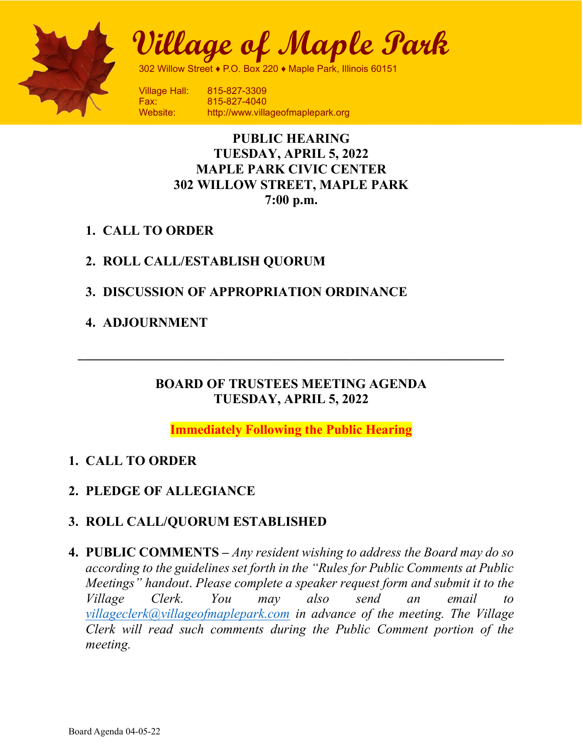# Village of Maple Park

302 Willow Street ♦ P.O. Box 220 ♦ Maple Park, Illinois 60151

Village Hall: 815-827-3309
Fax: 815-827-4040
Website: http://www.villageofmaplepark.org

**PUBLIC HEARING**
**TUESDAY, APRIL 5, 2022**
**MAPLE PARK CIVIC CENTER**
**302 WILLOW STREET, MAPLE PARK**
**7:00 p.m.**

1. **CALL TO ORDER**
2. **ROLL CALL/ESTABLISH QUORUM**
3. **DISCUSSION OF APPROPRIATION ORDINANCE**
4. **ADJOURNMENT**

---

**BOARD OF TRUSTEES MEETING AGENDA**
**TUESDAY, APRIL 5, 2022**

**Immediately Following the Public Hearing**

1. **CALL TO ORDER**
2. **PLEDGE OF ALLEGIANCE**
3. **ROLL CALL/QUORUM ESTABLISHED**
4. **PUBLIC COMMENTS –** *Any resident wishing to address the Board may do so according to the guidelines set forth in the "Rules for Public Comments at Public Meetings" handout. Please complete a speaker request form and submit it to the Village Clerk. You may also send an email to villageclerk@villageofmaplepark.com in advance of the meeting. The Village Clerk will read such comments during the Public Comment portion of the meeting.*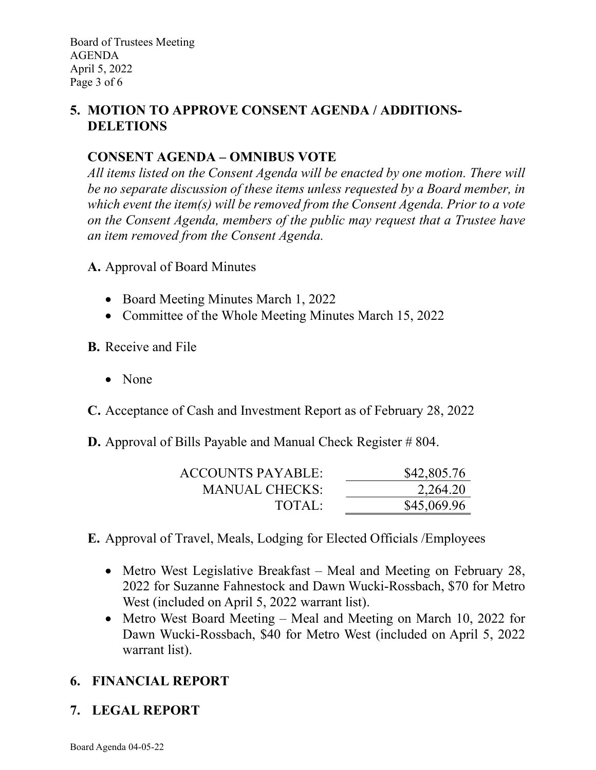## 5. MOTION TO APPROVE CONSENT AGENDA / ADDITIONS-DELETIONS

### CONSENT AGENDA – OMNIBUS VOTE

*All items listed on the Consent Agenda will be enacted by one motion. There will be no separate discussion of these items unless requested by a Board member, in which event the item(s) will be removed from the Consent Agenda. Prior to a vote on the Consent Agenda, members of the public may request that a Trustee have an item removed from the Consent Agenda.*

**A.** Approval of Board Minutes

- Board Meeting Minutes March 1, 2022
- Committee of the Whole Meeting Minutes March 15, 2022

**B.** Receive and File

- None

**C.** Acceptance of Cash and Investment Report as of February 28, 2022

**D.** Approval of Bills Payable and Manual Check Register # 804.

| | |
|---|---|
| ACCOUNTS PAYABLE: | $42,805.76 |
| MANUAL CHECKS: | 2,264.20 |
| TOTAL: | $45,069.96 |

**E.** Approval of Travel, Meals, Lodging for Elected Officials /Employees

- Metro West Legislative Breakfast – Meal and Meeting on February 28, 2022 for Suzanne Fahnestock and Dawn Wucki-Rossbach, $70 for Metro West (included on April 5, 2022 warrant list).
- Metro West Board Meeting – Meal and Meeting on March 10, 2022 for Dawn Wucki-Rossbach, $40 for Metro West (included on April 5, 2022 warrant list).

## 6. FINANCIAL REPORT

## 7. LEGAL REPORT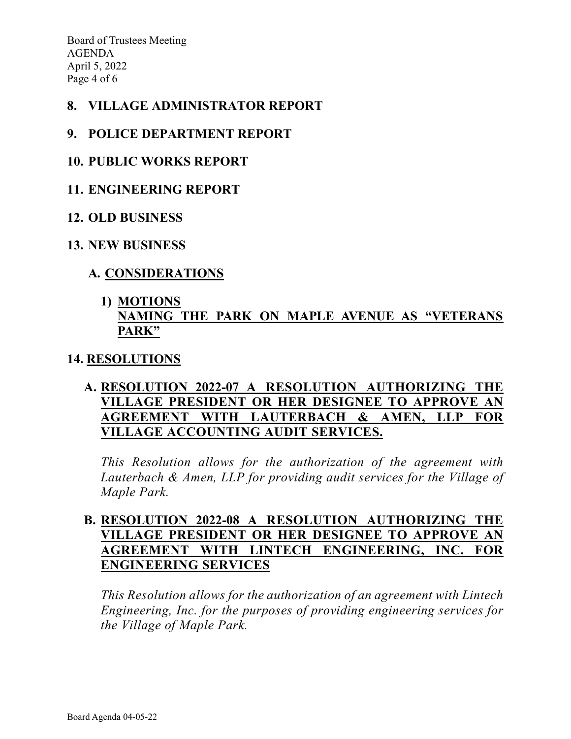## 8. VILLAGE ADMINISTRATOR REPORT

## 9. POLICE DEPARTMENT REPORT

## 10. PUBLIC WORKS REPORT

## 11. ENGINEERING REPORT

## 12. OLD BUSINESS

## 13. NEW BUSINESS

### A. CONSIDERATIONS

**1) MOTIONS**
**NAMING THE PARK ON MAPLE AVENUE AS "VETERANS PARK"**

## 14. RESOLUTIONS

### A. RESOLUTION 2022-07 A RESOLUTION AUTHORIZING THE VILLAGE PRESIDENT OR HER DESIGNEE TO APPROVE AN AGREEMENT WITH LAUTERBACH & AMEN, LLP FOR VILLAGE ACCOUNTING AUDIT SERVICES.

*This Resolution allows for the authorization of the agreement with Lauterbach & Amen, LLP for providing audit services for the Village of Maple Park.*

### B. RESOLUTION 2022-08 A RESOLUTION AUTHORIZING THE VILLAGE PRESIDENT OR HER DESIGNEE TO APPROVE AN AGREEMENT WITH LINTECH ENGINEERING, INC. FOR ENGINEERING SERVICES

*This Resolution allows for the authorization of an agreement with Lintech Engineering, Inc. for the purposes of providing engineering services for the Village of Maple Park.*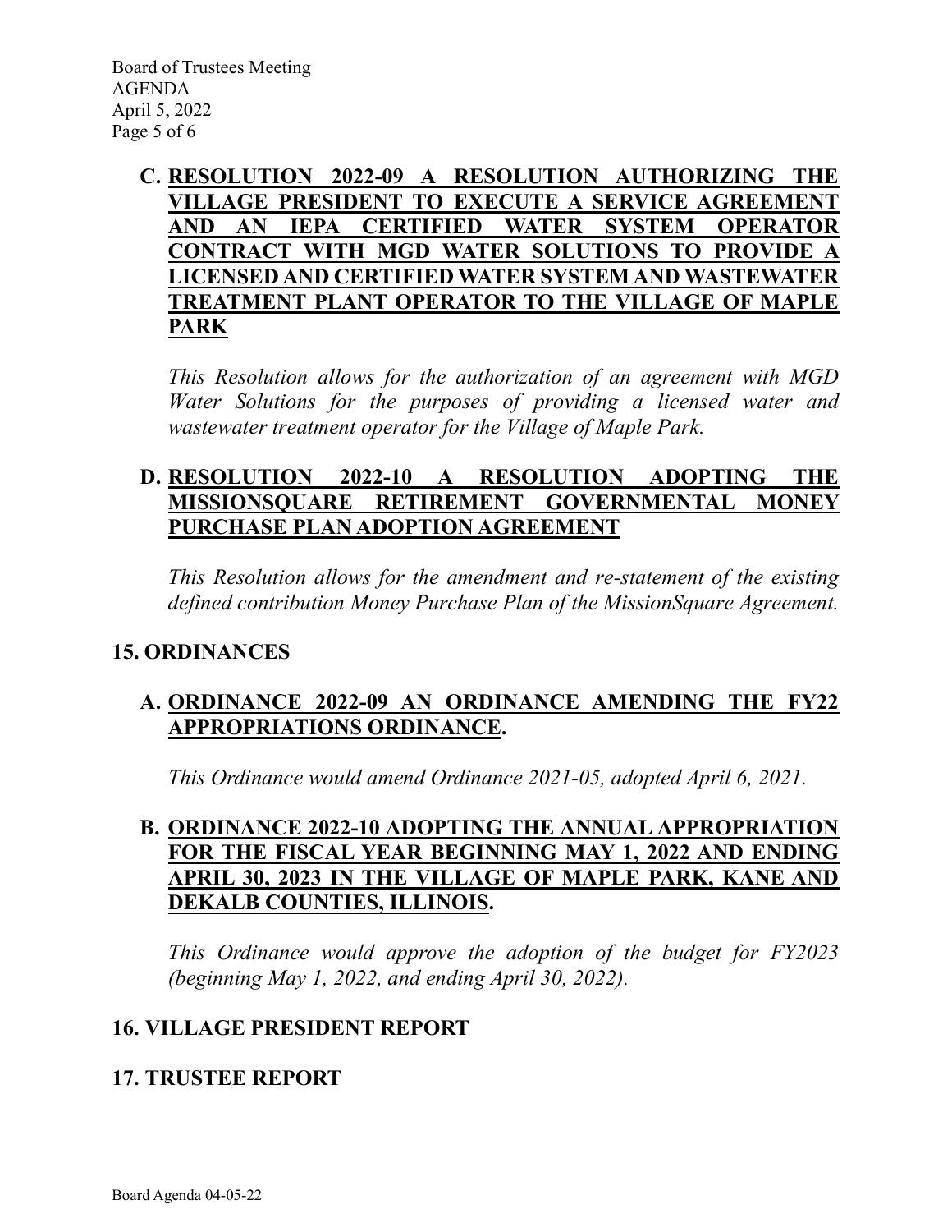**C. RESOLUTION 2022-09 A RESOLUTION AUTHORIZING THE VILLAGE PRESIDENT TO EXECUTE A SERVICE AGREEMENT AND AN IEPA CERTIFIED WATER SYSTEM OPERATOR CONTRACT WITH MGD WATER SOLUTIONS TO PROVIDE A LICENSED AND CERTIFIED WATER SYSTEM AND WASTEWATER TREATMENT PLANT OPERATOR TO THE VILLAGE OF MAPLE PARK**

*This Resolution allows for the authorization of an agreement with MGD Water Solutions for the purposes of providing a licensed water and wastewater treatment operator for the Village of Maple Park.*

**D. RESOLUTION 2022-10 A RESOLUTION ADOPTING THE MISSIONSQUARE RETIREMENT GOVERNMENTAL MONEY PURCHASE PLAN ADOPTION AGREEMENT**

*This Resolution allows for the amendment and re-statement of the existing defined contribution Money Purchase Plan of the MissionSquare Agreement.*

## 15. ORDINANCES

**A. ORDINANCE 2022-09 AN ORDINANCE AMENDING THE FY22 APPROPRIATIONS ORDINANCE.**

*This Ordinance would amend Ordinance 2021-05, adopted April 6, 2021.*

**B. ORDINANCE 2022-10 ADOPTING THE ANNUAL APPROPRIATION FOR THE FISCAL YEAR BEGINNING MAY 1, 2022 AND ENDING APRIL 30, 2023 IN THE VILLAGE OF MAPLE PARK, KANE AND DEKALB COUNTIES, ILLINOIS.**

*This Ordinance would approve the adoption of the budget for FY2023 (beginning May 1, 2022, and ending April 30, 2022).*

## 16. VILLAGE PRESIDENT REPORT

## 17. TRUSTEE REPORT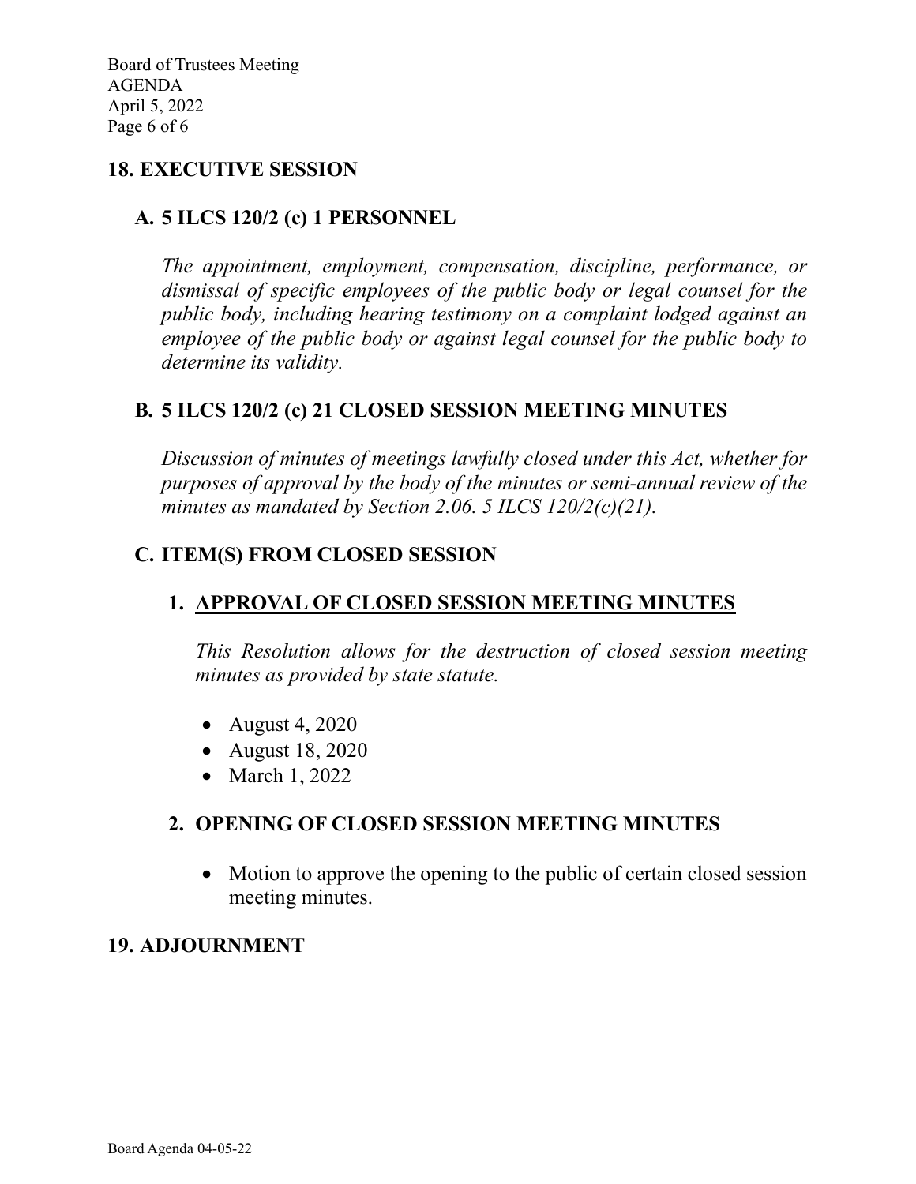## 18. EXECUTIVE SESSION

### A. 5 ILCS 120/2 (c) 1 PERSONNEL

*The appointment, employment, compensation, discipline, performance, or dismissal of specific employees of the public body or legal counsel for the public body, including hearing testimony on a complaint lodged against an employee of the public body or against legal counsel for the public body to determine its validity.*

### B. 5 ILCS 120/2 (c) 21 CLOSED SESSION MEETING MINUTES

*Discussion of minutes of meetings lawfully closed under this Act, whether for purposes of approval by the body of the minutes or semi-annual review of the minutes as mandated by Section 2.06. 5 ILCS 120/2(c)(21).*

### C. ITEM(S) FROM CLOSED SESSION

#### 1. <u>APPROVAL OF CLOSED SESSION MEETING MINUTES</u>

*This Resolution allows for the destruction of closed session meeting minutes as provided by state statute.*

- August 4, 2020
- August 18, 2020
- March 1, 2022

#### 2. OPENING OF CLOSED SESSION MEETING MINUTES

- Motion to approve the opening to the public of certain closed session meeting minutes.

## 19. ADJOURNMENT